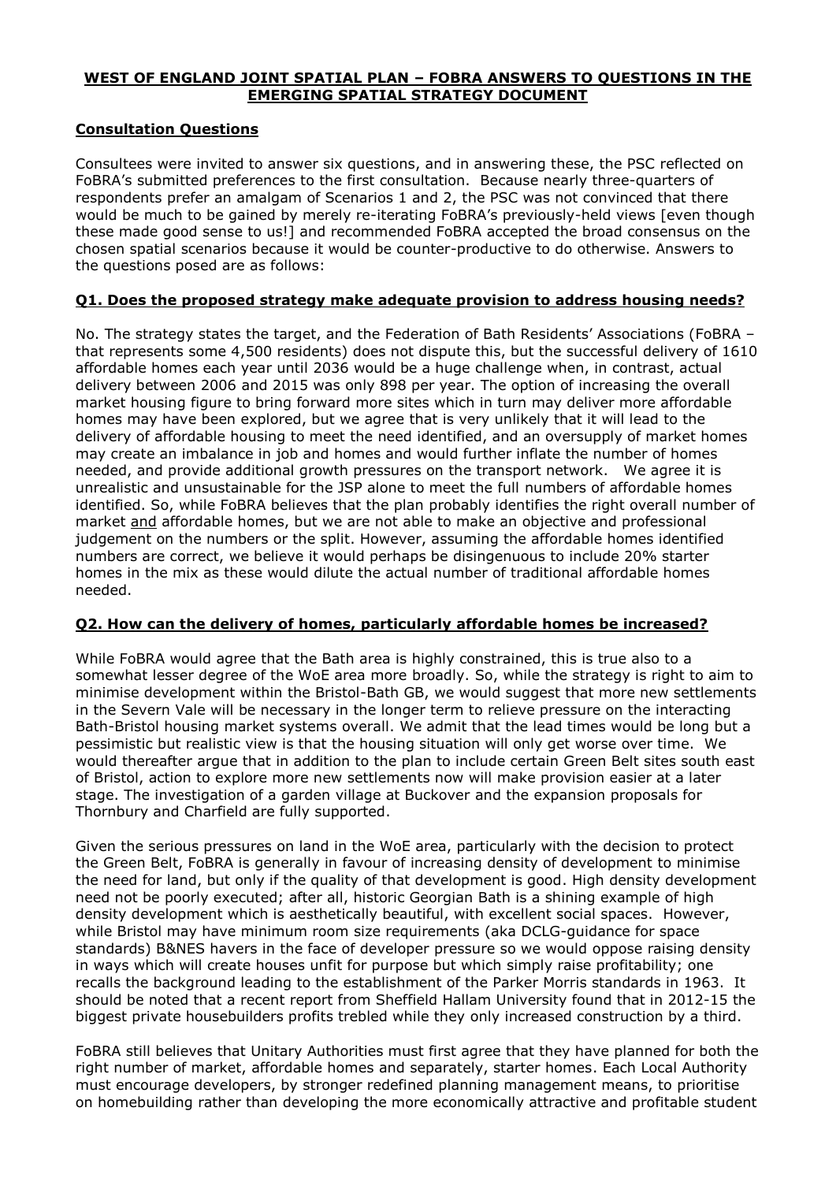# WEST OF ENGLAND JOINT SPATIAL PLAN – FOBRA ANSWERS TO QUESTIONS IN THE EMERGING SPATIAL STRATEGY DOCUMENT

## Consultation Questions

Consultees were invited to answer six questions, and in answering these, the PSC reflected on FoBRA's submitted preferences to the first consultation. Because nearly three-quarters of respondents prefer an amalgam of Scenarios 1 and 2, the PSC was not convinced that there would be much to be gained by merely re-iterating FoBRA's previously-held views [even though these made good sense to us!] and recommended FoBRA accepted the broad consensus on the chosen spatial scenarios because it would be counter-productive to do otherwise. Answers to the questions posed are as follows:

### Q1. Does the proposed strategy make adequate provision to address housing needs?

No. The strategy states the target, and the Federation of Bath Residents' Associations (FoBRA – that represents some 4,500 residents) does not dispute this, but the successful delivery of 1610 affordable homes each year until 2036 would be a huge challenge when, in contrast, actual delivery between 2006 and 2015 was only 898 per year. The option of increasing the overall market housing figure to bring forward more sites which in turn may deliver more affordable homes may have been explored, but we agree that is very unlikely that it will lead to the delivery of affordable housing to meet the need identified, and an oversupply of market homes may create an imbalance in job and homes and would further inflate the number of homes needed, and provide additional growth pressures on the transport network. We agree it is unrealistic and unsustainable for the JSP alone to meet the full numbers of affordable homes identified. So, while FoBRA believes that the plan probably identifies the right overall number of market and affordable homes, but we are not able to make an objective and professional judgement on the numbers or the split. However, assuming the affordable homes identified numbers are correct, we believe it would perhaps be disingenuous to include 20% starter homes in the mix as these would dilute the actual number of traditional affordable homes needed.

### Q2. How can the delivery of homes, particularly affordable homes be increased?

While FoBRA would agree that the Bath area is highly constrained, this is true also to a somewhat lesser degree of the WoE area more broadly. So, while the strategy is right to aim to minimise development within the Bristol-Bath GB, we would suggest that more new settlements in the Severn Vale will be necessary in the longer term to relieve pressure on the interacting Bath-Bristol housing market systems overall. We admit that the lead times would be long but a pessimistic but realistic view is that the housing situation will only get worse over time. We would thereafter argue that in addition to the plan to include certain Green Belt sites south east of Bristol, action to explore more new settlements now will make provision easier at a later stage. The investigation of a garden village at Buckover and the expansion proposals for Thornbury and Charfield are fully supported.

Given the serious pressures on land in the WoE area, particularly with the decision to protect the Green Belt, FoBRA is generally in favour of increasing density of development to minimise the need for land, but only if the quality of that development is good. High density development need not be poorly executed; after all, historic Georgian Bath is a shining example of high density development which is aesthetically beautiful, with excellent social spaces. However, while Bristol may have minimum room size requirements (aka DCLG-guidance for space standards) B&NES havers in the face of developer pressure so we would oppose raising density in ways which will create houses unfit for purpose but which simply raise profitability; one recalls the background leading to the establishment of the Parker Morris standards in 1963. It should be noted that a recent report from Sheffield Hallam University found that in 2012-15 the biggest private housebuilders profits trebled while they only increased construction by a third.

FoBRA still believes that Unitary Authorities must first agree that they have planned for both the right number of market, affordable homes and separately, starter homes. Each Local Authority must encourage developers, by stronger redefined planning management means, to prioritise on homebuilding rather than developing the more economically attractive and profitable student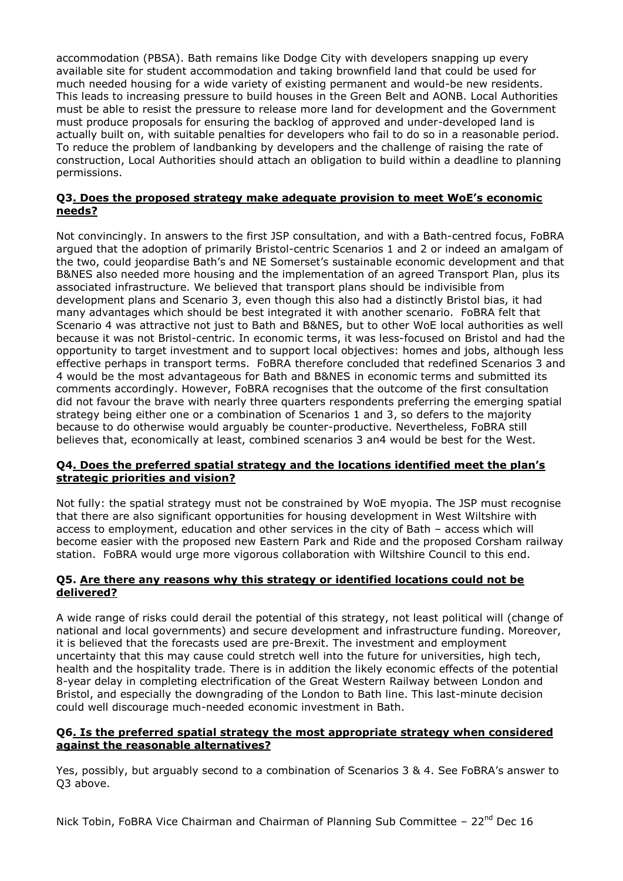accommodation (PBSA). Bath remains like Dodge City with developers snapping up every available site for student accommodation and taking brownfield land that could be used for much needed housing for a wide variety of existing permanent and would-be new residents. This leads to increasing pressure to build houses in the Green Belt and AONB. Local Authorities must be able to resist the pressure to release more land for development and the Government must produce proposals for ensuring the backlog of approved and under-developed land is actually built on, with suitable penalties for developers who fail to do so in a reasonable period. To reduce the problem of landbanking by developers and the challenge of raising the rate of construction, Local Authorities should attach an obligation to build within a deadline to planning permissions.

**Q3. Does the proposed strategy make adequate provision to meet WoE's economic needs?**

Not convincingly. In answers to the first JSP consultation, and with a Bath-centred focus, FoBRA argued that the adoption of primarily Bristol-centric Scenarios 1 and 2 or indeed an amalgam of the two, could jeopardise Bath's and NE Somerset's sustainable economic development and that B&NES also needed more housing and the implementation of an agreed Transport Plan, plus its associated infrastructure. We believed that transport plans should be indivisible from development plans and Scenario 3, even though this also had a distinctly Bristol bias, it had many advantages which should be best integrated it with another scenario. FoBRA felt that Scenario 4 was attractive not just to Bath and B&NES, but to other WoE local authorities as well because it was not Bristol-centric. In economic terms, it was less-focused on Bristol and had the opportunity to target investment and to support local objectives: homes and jobs, although less effective perhaps in transport terms. FoBRA therefore concluded that redefined Scenarios 3 and 4 would be the most advantageous for Bath and B&NES in economic terms and submitted its comments accordingly. However, FoBRA recognises that the outcome of the first consultation did not favour the brave with nearly three quarters respondents preferring the emerging spatial strategy being either one or a combination of Scenarios 1 and 3, so defers to the majority because to do otherwise would arguably be counter-productive. Nevertheless, FoBRA still believes that, economically at least, combined scenarios 3 an4 would be best for the West.

**Q4. Does the preferred spatial strategy and the locations identified meet the plan's strategic priorities and vision?**

Not fully: the spatial strategy must not be constrained by WoE myopia. The JSP must recognise that there are also significant opportunities for housing development in West Wiltshire with access to employment, education and other services in the city of Bath – access which will become easier with the proposed new Eastern Park and Ride and the proposed Corsham railway station. FoBRA would urge more vigorous collaboration with Wiltshire Council to this end.

**Q5. Are there any reasons why this strategy or identified locations could not be delivered?**

A wide range of risks could derail the potential of this strategy, not least political will (change of national and local governments) and secure development and infrastructure funding. Moreover, it is believed that the forecasts used are pre-Brexit. The investment and employment uncertainty that this may cause could stretch well into the future for universities, high tech, health and the hospitality trade. There is in addition the likely economic effects of the potential 8-year delay in completing electrification of the Great Western Railway between London and Bristol, and especially the downgrading of the London to Bath line. This last-minute decision could well discourage much-needed economic investment in Bath.

**Q6. Is the preferred spatial strategy the most appropriate strategy when considered against the reasonable alternatives?**

Yes, possibly, but arguably second to a combination of Scenarios 3 & 4. See FoBRA's answer to Q3 above.

Nick Tobin, FoBRA Vice Chairman and Chairman of Planning Sub Committee – 22nd Dec 16